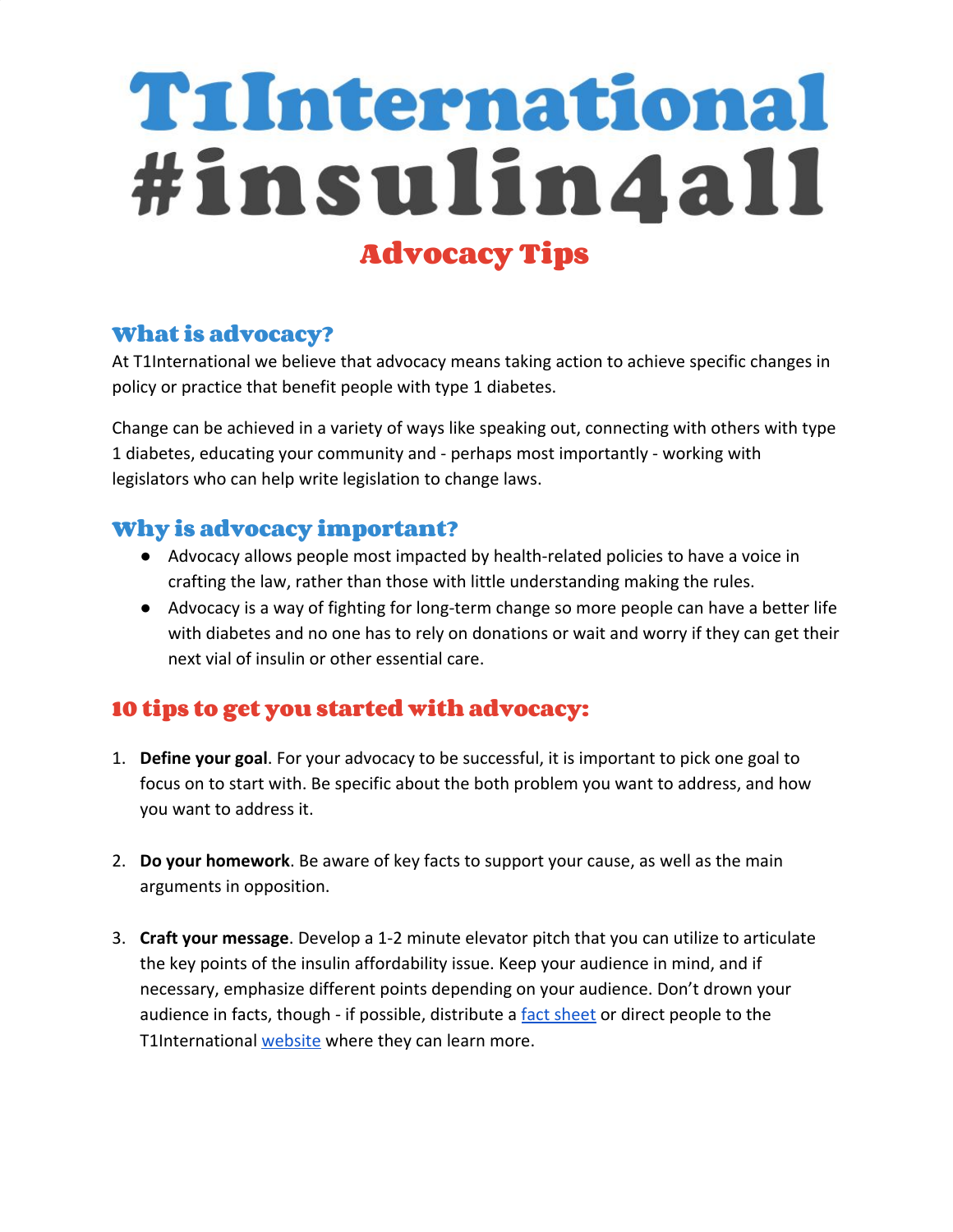# T1International #insulin4all

## Advocacy Tips

### What is advocacy?

At T1International we believe that advocacy means taking action to achieve specific changes in policy or practice that benefit people with type 1 diabetes.

Change can be achieved in a variety of ways like speaking out, connecting with others with type 1 diabetes, educating your community and - perhaps most importantly - working with legislators who can help write legislation to change laws.

### Why is advocacy important?

- Advocacy allows people most impacted by health-related policies to have a voice in crafting the law, rather than those with little understanding making the rules.
- Advocacy is a way of fighting for long-term change so more people can have a better life with diabetes and no one has to rely on donations or wait and worry if they can get their next vial of insulin or other essential care.

### 10 tips to get you started with advocacy:

1. **Define your goal**. For your advocacy to be successful, it is important to pick one goal to focus on to start with. Be specific about the both problem you want to address, and how you want to address it.

2. **Do your homework**. Be aware of key facts to support your cause, as well as the main arguments in opposition.

3. **Craft your message**. Develop a 1-2 minute elevator pitch that you can utilize to articulate the key points of the insulin affordability issue. Keep your audience in mind, and if necessary, emphasize different points depending on your audience. Don't drown your audience in facts, though - if possible, distribute a fact sheet or direct people to the T1International website where they can learn more.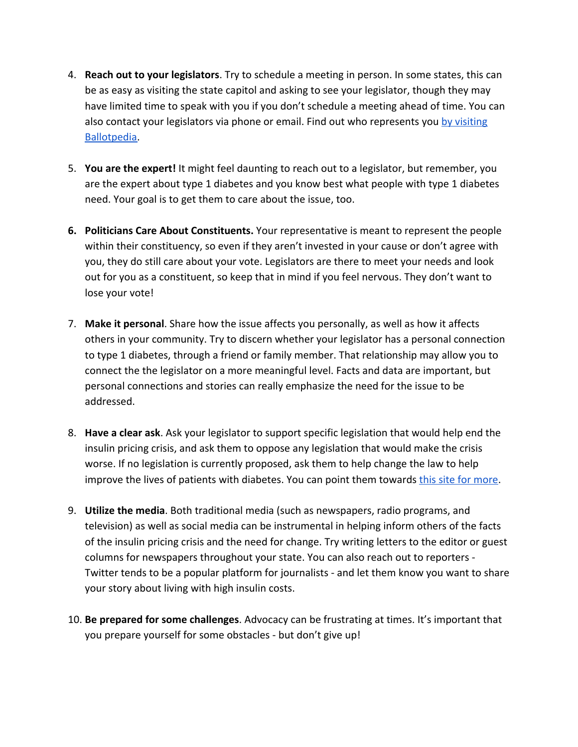4. **Reach out to your legislators**. Try to schedule a meeting in person. In some states, this can be as easy as visiting the state capitol and asking to see your legislator, though they may have limited time to speak with you if you don't schedule a meeting ahead of time. You can also contact your legislators via phone or email. Find out who represents you by visiting Ballotpedia.

5. **You are the expert!** It might feel daunting to reach out to a legislator, but remember, you are the expert about type 1 diabetes and you know best what people with type 1 diabetes need. Your goal is to get them to care about the issue, too.

6. **Politicians Care About Constituents.** Your representative is meant to represent the people within their constituency, so even if they aren't invested in your cause or don't agree with you, they do still care about your vote. Legislators are there to meet your needs and look out for you as a constituent, so keep that in mind if you feel nervous. They don't want to lose your vote!

7. **Make it personal**. Share how the issue affects you personally, as well as how it affects others in your community. Try to discern whether your legislator has a personal connection to type 1 diabetes, through a friend or family member. That relationship may allow you to connect the the legislator on a more meaningful level. Facts and data are important, but personal connections and stories can really emphasize the need for the issue to be addressed.

8. **Have a clear ask**. Ask your legislator to support specific legislation that would help end the insulin pricing crisis, and ask them to oppose any legislation that would make the crisis worse. If no legislation is currently proposed, ask them to help change the law to help improve the lives of patients with diabetes. You can point them towards this site for more.

9. **Utilize the media**. Both traditional media (such as newspapers, radio programs, and television) as well as social media can be instrumental in helping inform others of the facts of the insulin pricing crisis and the need for change. Try writing letters to the editor or guest columns for newspapers throughout your state. You can also reach out to reporters - Twitter tends to be a popular platform for journalists - and let them know you want to share your story about living with high insulin costs.

10. **Be prepared for some challenges**. Advocacy can be frustrating at times. It's important that you prepare yourself for some obstacles - but don't give up!